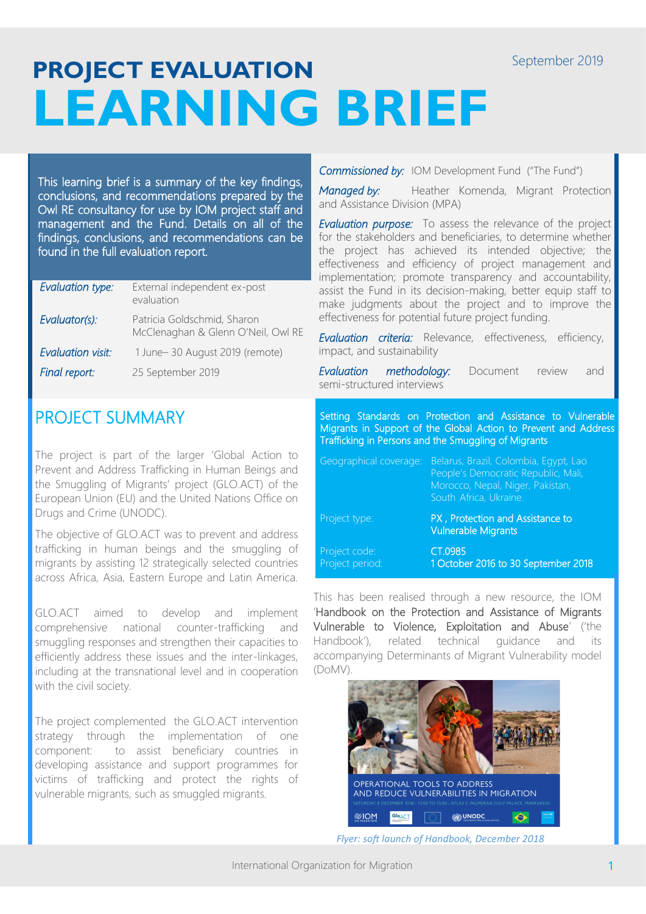September 2019

# PROJECT EVALUATION
# LEARNING BRIEF

This learning brief is a summary of the key findings, conclusions, and recommendations prepared by the Owl RE consultancy for use by IOM project staff and management and the Fund. Details on all of the findings, conclusions, and recommendations can be found in the full evaluation report.

| | |
|---|---|
| *Evaluation type:* | External independent ex-post evaluation |
| *Evaluator(s):* | Patricia Goldschmid, Sharon McClenaghan & Glenn O'Neil, Owl RE |
| *Evaluation visit:* | 1 June– 30 August 2019 (remote) |
| *Final report:* | 25 September 2019 |

*Commissioned by:* IOM Development Fund ("The Fund")

*Managed by:* Heather Komenda, Migrant Protection and Assistance Division (MPA)

*Evaluation purpose:* To assess the relevance of the project for the stakeholders and beneficiaries, to determine whether the project has achieved its intended objective; the effectiveness and efficiency of project management and implementation; promote transparency and accountability, assist the Fund in its decision-making, better equip staff to make judgments about the project and to improve the effectiveness for potential future project funding.

*Evaluation criteria:* Relevance, effectiveness, efficiency, impact, and sustainability

*Evaluation methodology:* Document review and semi-structured interviews

## PROJECT SUMMARY

The project is part of the larger 'Global Action to Prevent and Address Trafficking in Human Beings and the Smuggling of Migrants' project (GLO.ACT) of the European Union (EU) and the United Nations Office on Drugs and Crime (UNODC).

The objective of GLO.ACT was to prevent and address trafficking in human beings and the smuggling of migrants by assisting 12 strategically selected countries across Africa, Asia, Eastern Europe and Latin America.

GLO.ACT aimed to develop and implement comprehensive national counter-trafficking and smuggling responses and strengthen their capacities to efficiently address these issues and the inter-linkages, including at the transnational level and in cooperation with the civil society.

The project complemented the GLO.ACT intervention strategy through the implementation of one component: to assist beneficiary countries in developing assistance and support programmes for victims of trafficking and protect the rights of vulnerable migrants, such as smuggled migrants.

**Setting Standards on Protection and Assistance to Vulnerable Migrants in Support of the Global Action to Prevent and Address Trafficking in Persons and the Smuggling of Migrants**

| | |
|---|---|
| Geographical coverage: | Belarus, Brazil, Colombia, Egypt, Lao People's Democratic Republic, Mali, Morocco, Nepal, Niger, Pakistan, South Africa, Ukraine. |
| Project type: | PX , Protection and Assistance to Vulnerable Migrants |
| Project code: | CT.0985 |
| Project period: | 1 October 2016 to 30 September 2018 |

This has been realised through a new resource, the IOM 'Handbook on the Protection and Assistance of Migrants Vulnerable to Violence, Exploitation and Abuse' ('the Handbook'), related technical guidance and its accompanying Determinants of Migrant Vulnerability model (DoMV).

*Flyer: soft launch of Handbook, December 2018*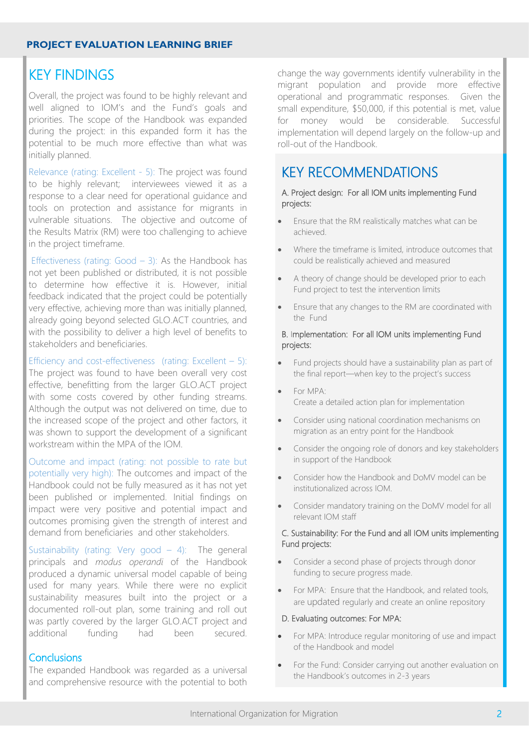## KEY FINDINGS

Overall, the project was found to be highly relevant and well aligned to IOM's and the Fund's goals and priorities. The scope of the Handbook was expanded during the project: in this expanded form it has the potential to be much more effective than what was initially planned.

Relevance (rating: Excellent - 5): The project was found to be highly relevant; interviewees viewed it as a response to a clear need for operational guidance and tools on protection and assistance for migrants in vulnerable situations. The objective and outcome of the Results Matrix (RM) were too challenging to achieve in the project timeframe.

Effectiveness (rating: Good – 3): As the Handbook has not yet been published or distributed, it is not possible to determine how effective it is. However, initial feedback indicated that the project could be potentially very effective, achieving more than was initially planned, already going beyond selected GLO.ACT countries, and with the possibility to deliver a high level of benefits to stakeholders and beneficiaries.

Efficiency and cost-effectiveness (rating: Excellent – 5): The project was found to have been overall very cost effective, benefitting from the larger GLO.ACT project with some costs covered by other funding streams. Although the output was not delivered on time, due to the increased scope of the project and other factors, it was shown to support the development of a significant workstream within the MPA of the IOM.

Outcome and impact (rating: not possible to rate but potentially very high): The outcomes and impact of the Handbook could not be fully measured as it has not yet been published or implemented. Initial findings on impact were very positive and potential impact and outcomes promising given the strength of interest and demand from beneficiaries and other stakeholders.

Sustainability (rating: Very good – 4): The general principals and *modus operandi* of the Handbook produced a dynamic universal model capable of being used for many years. While there were no explicit sustainability measures built into the project or a documented roll-out plan, some training and roll out was partly covered by the larger GLO.ACT project and additional funding had been secured.

### Conclusions

The expanded Handbook was regarded as a universal and comprehensive resource with the potential to both change the way governments identify vulnerability in the migrant population and provide more effective operational and programmatic responses. Given the small expenditure, $50,000, if this potential is met, value for money would be considerable. Successful implementation will depend largely on the follow-up and roll-out of the Handbook.

## KEY RECOMMENDATIONS

A. Project design: For all IOM units implementing Fund projects:

- Ensure that the RM realistically matches what can be achieved.
- Where the timeframe is limited, introduce outcomes that could be realistically achieved and measured
- A theory of change should be developed prior to each Fund project to test the intervention limits
- Ensure that any changes to the RM are coordinated with the Fund

B. Implementation: For all IOM units implementing Fund projects:

- Fund projects should have a sustainability plan as part of the final report—when key to the project's success
- For MPA:
  Create a detailed action plan for implementation
- Consider using national coordination mechanisms on migration as an entry point for the Handbook
- Consider the ongoing role of donors and key stakeholders in support of the Handbook
- Consider how the Handbook and DoMV model can be institutionalized across IOM.
- Consider mandatory training on the DoMV model for all relevant IOM staff

C. Sustainability: For the Fund and all IOM units implementing Fund projects:

- Consider a second phase of projects through donor funding to secure progress made.
- For MPA: Ensure that the Handbook, and related tools, are updated regularly and create an online repository

D. Evaluating outcomes: For MPA:

- For MPA: Introduce regular monitoring of use and impact of the Handbook and model
- For the Fund: Consider carrying out another evaluation on the Handbook's outcomes in 2-3 years